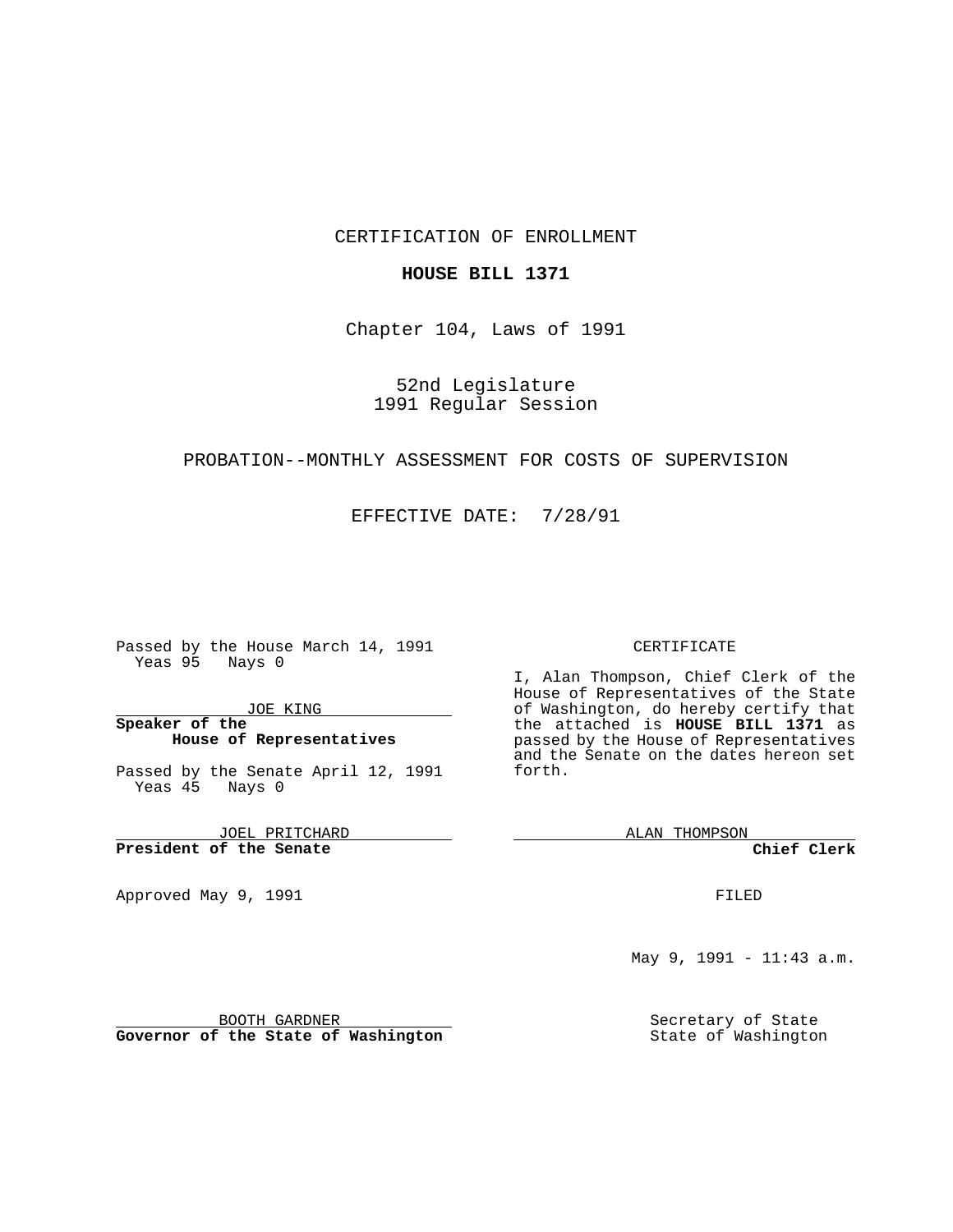CERTIFICATION OF ENROLLMENT

**HOUSE BILL 1371**

Chapter 104, Laws of 1991

52nd Legislature
1991 Regular Session

PROBATION--MONTHLY ASSESSMENT FOR COSTS OF SUPERVISION

EFFECTIVE DATE: 7/28/91

Passed by the House March 14, 1991
Yeas 95 Nays 0

JOE KING
**Speaker of the House of Representatives**

Passed by the Senate April 12, 1991
Yeas 45 Nays 0

JOEL PRITCHARD
**President of the Senate**

Approved May 9, 1991

BOOTH GARDNER
**Governor of the State of Washington**

CERTIFICATE

I, Alan Thompson, Chief Clerk of the House of Representatives of the State of Washington, do hereby certify that the attached is **HOUSE BILL 1371** as passed by the House of Representatives and the Senate on the dates hereon set forth.

ALAN THOMPSON
**Chief Clerk**

FILED

May 9, 1991 - 11:43 a.m.

Secretary of State
State of Washington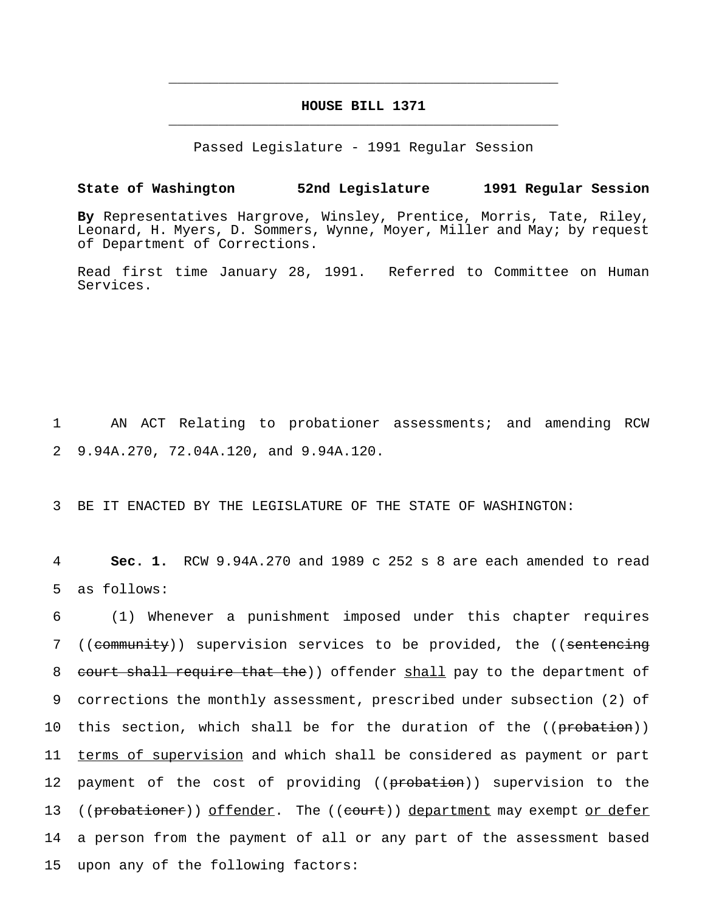**HOUSE BILL 1371**

Passed Legislature - 1991 Regular Session

**State of Washington 52nd Legislature 1991 Regular Session**

**By** Representatives Hargrove, Winsley, Prentice, Morris, Tate, Riley, Leonard, H. Myers, D. Sommers, Wynne, Moyer, Miller and May; by request of Department of Corrections.

Read first time January 28, 1991. Referred to Committee on Human Services.

AN ACT Relating to probationer assessments; and amending RCW 9.94A.270, 72.04A.120, and 9.94A.120.

BE IT ENACTED BY THE LEGISLATURE OF THE STATE OF WASHINGTON:

**Sec. 1.** RCW 9.94A.270 and 1989 c 252 s 8 are each amended to read as follows:

(1) Whenever a punishment imposed under this chapter requires ((~~community~~)) supervision services to be provided, the ((~~sentencing court shall require that the~~)) offender <u>shall</u> pay to the department of corrections the monthly assessment, prescribed under subsection (2) of this section, which shall be for the duration of the ((~~probation~~)) <u>terms of supervision</u> and which shall be considered as payment or part payment of the cost of providing ((~~probation~~)) supervision to the ((~~probationer~~)) <u>offender</u>. The ((~~court~~)) <u>department</u> may exempt <u>or defer</u> a person from the payment of all or any part of the assessment based upon any of the following factors: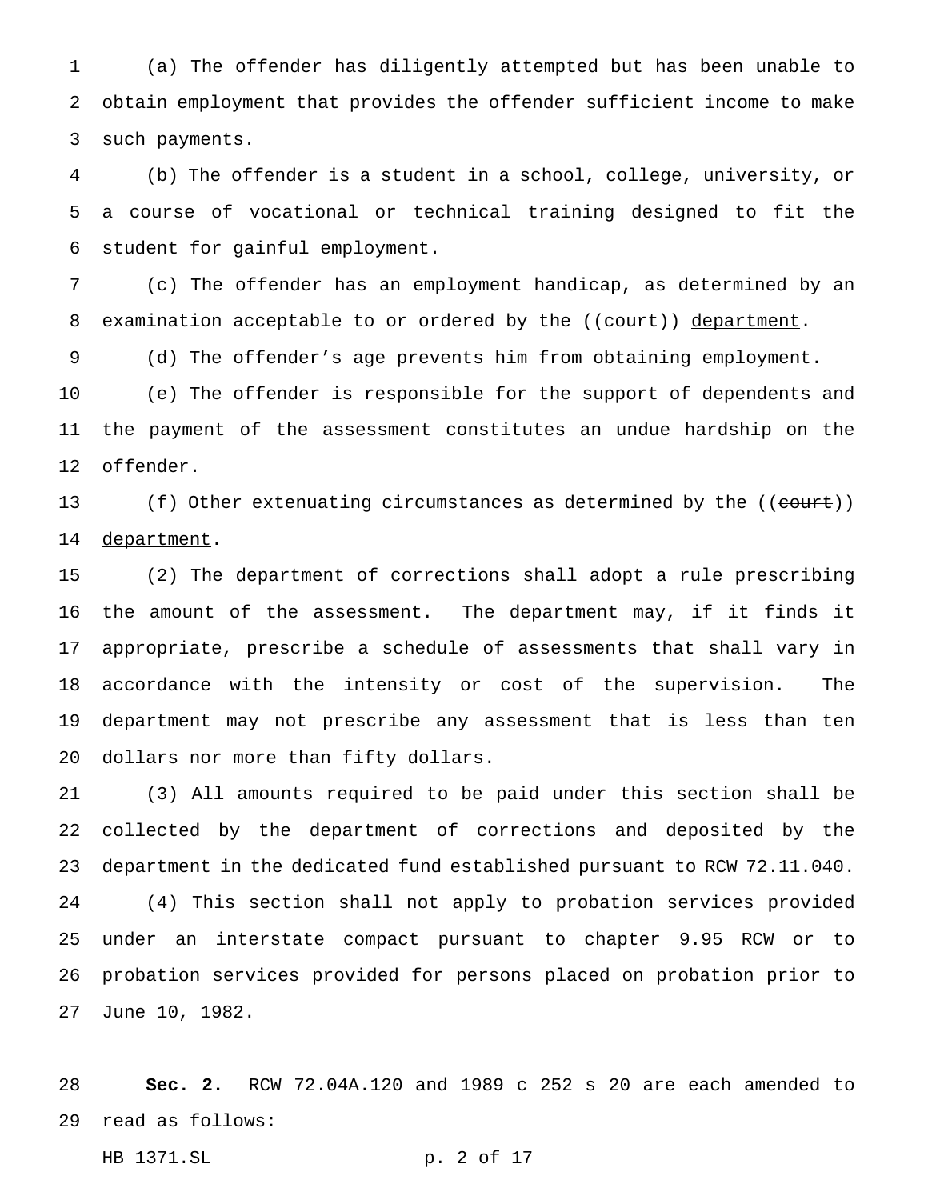(a) The offender has diligently attempted but has been unable to obtain employment that provides the offender sufficient income to make such payments.

(b) The offender is a student in a school, college, university, or a course of vocational or technical training designed to fit the student for gainful employment.

(c) The offender has an employment handicap, as determined by an examination acceptable to or ordered by the ((~~court~~)) <u>department</u>.

(d) The offender's age prevents him from obtaining employment.

(e) The offender is responsible for the support of dependents and the payment of the assessment constitutes an undue hardship on the offender.

(f) Other extenuating circumstances as determined by the ((~~court~~)) <u>department</u>.

(2) The department of corrections shall adopt a rule prescribing the amount of the assessment. The department may, if it finds it appropriate, prescribe a schedule of assessments that shall vary in accordance with the intensity or cost of the supervision. The department may not prescribe any assessment that is less than ten dollars nor more than fifty dollars.

(3) All amounts required to be paid under this section shall be collected by the department of corrections and deposited by the department in the dedicated fund established pursuant to RCW 72.11.040.

(4) This section shall not apply to probation services provided under an interstate compact pursuant to chapter 9.95 RCW or to probation services provided for persons placed on probation prior to June 10, 1982.

**Sec. 2.** RCW 72.04A.120 and 1989 c 252 s 20 are each amended to read as follows: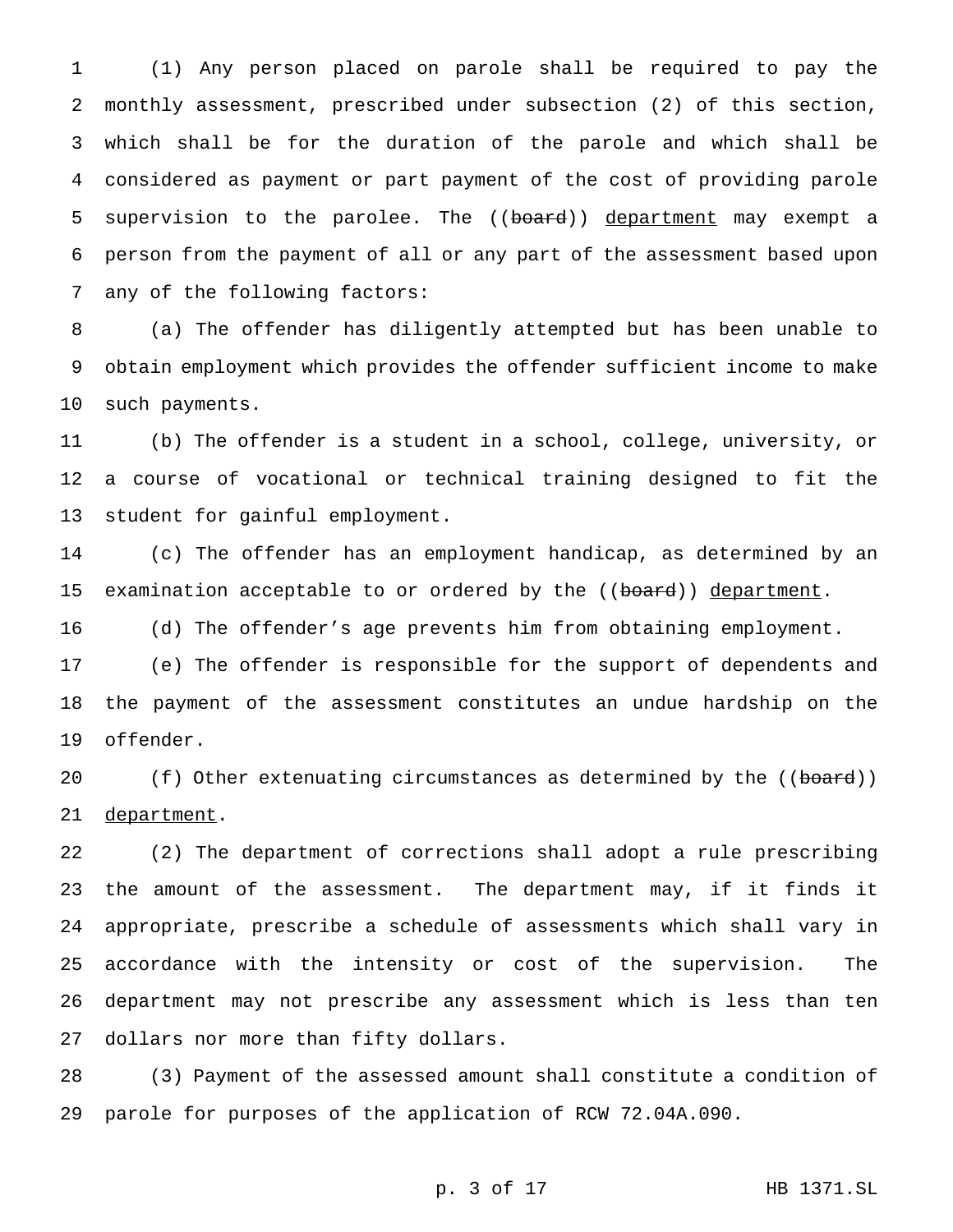(1) Any person placed on parole shall be required to pay the monthly assessment, prescribed under subsection (2) of this section, which shall be for the duration of the parole and which shall be considered as payment or part payment of the cost of providing parole supervision to the parolee. The ((~~board~~)) <u>department</u> may exempt a person from the payment of all or any part of the assessment based upon any of the following factors:

(a) The offender has diligently attempted but has been unable to obtain employment which provides the offender sufficient income to make such payments.

(b) The offender is a student in a school, college, university, or a course of vocational or technical training designed to fit the student for gainful employment.

(c) The offender has an employment handicap, as determined by an examination acceptable to or ordered by the ((~~board~~)) <u>department</u>.

(d) The offender's age prevents him from obtaining employment.

(e) The offender is responsible for the support of dependents and the payment of the assessment constitutes an undue hardship on the offender.

(f) Other extenuating circumstances as determined by the ((~~board~~)) <u>department</u>.

(2) The department of corrections shall adopt a rule prescribing the amount of the assessment. The department may, if it finds it appropriate, prescribe a schedule of assessments which shall vary in accordance with the intensity or cost of the supervision. The department may not prescribe any assessment which is less than ten dollars nor more than fifty dollars.

(3) Payment of the assessed amount shall constitute a condition of parole for purposes of the application of RCW 72.04A.090.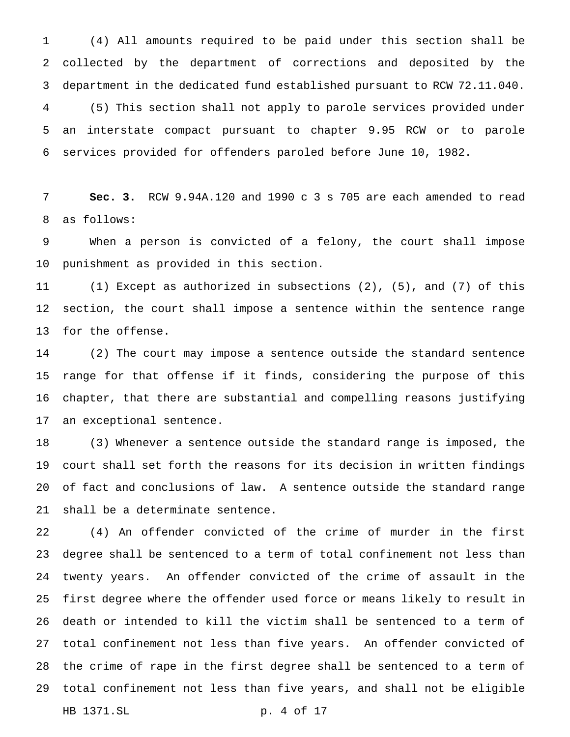(4) All amounts required to be paid under this section shall be collected by the department of corrections and deposited by the department in the dedicated fund established pursuant to RCW 72.11.040.

(5) This section shall not apply to parole services provided under an interstate compact pursuant to chapter 9.95 RCW or to parole services provided for offenders paroled before June 10, 1982.

**Sec. 3.** RCW 9.94A.120 and 1990 c 3 s 705 are each amended to read as follows:

When a person is convicted of a felony, the court shall impose punishment as provided in this section.

(1) Except as authorized in subsections (2), (5), and (7) of this section, the court shall impose a sentence within the sentence range for the offense.

(2) The court may impose a sentence outside the standard sentence range for that offense if it finds, considering the purpose of this chapter, that there are substantial and compelling reasons justifying an exceptional sentence.

(3) Whenever a sentence outside the standard range is imposed, the court shall set forth the reasons for its decision in written findings of fact and conclusions of law. A sentence outside the standard range shall be a determinate sentence.

(4) An offender convicted of the crime of murder in the first degree shall be sentenced to a term of total confinement not less than twenty years. An offender convicted of the crime of assault in the first degree where the offender used force or means likely to result in death or intended to kill the victim shall be sentenced to a term of total confinement not less than five years. An offender convicted of the crime of rape in the first degree shall be sentenced to a term of total confinement not less than five years, and shall not be eligible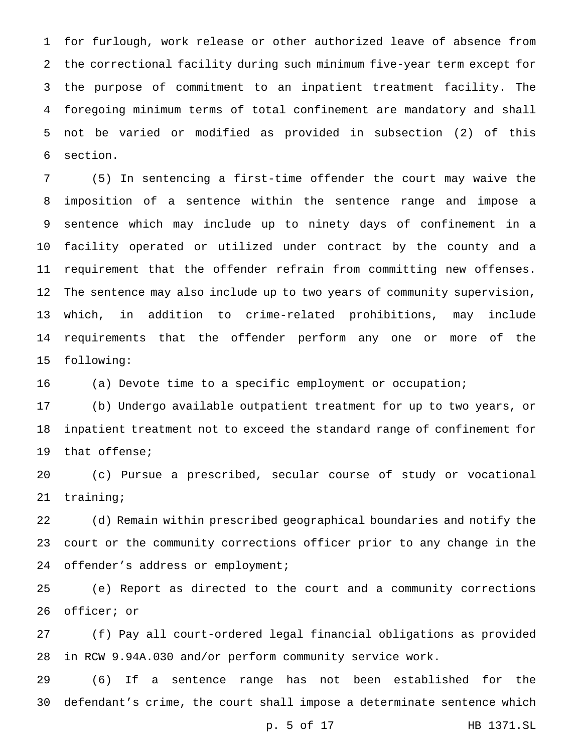for furlough, work release or other authorized leave of absence from the correctional facility during such minimum five-year term except for the purpose of commitment to an inpatient treatment facility. The foregoing minimum terms of total confinement are mandatory and shall not be varied or modified as provided in subsection (2) of this section.

(5) In sentencing a first-time offender the court may waive the imposition of a sentence within the sentence range and impose a sentence which may include up to ninety days of confinement in a facility operated or utilized under contract by the county and a requirement that the offender refrain from committing new offenses. The sentence may also include up to two years of community supervision, which, in addition to crime-related prohibitions, may include requirements that the offender perform any one or more of the following:

(a) Devote time to a specific employment or occupation;

(b) Undergo available outpatient treatment for up to two years, or inpatient treatment not to exceed the standard range of confinement for that offense;

(c) Pursue a prescribed, secular course of study or vocational training;

(d) Remain within prescribed geographical boundaries and notify the court or the community corrections officer prior to any change in the offender's address or employment;

(e) Report as directed to the court and a community corrections officer; or

(f) Pay all court-ordered legal financial obligations as provided in RCW 9.94A.030 and/or perform community service work.

(6) If a sentence range has not been established for the defendant's crime, the court shall impose a determinate sentence which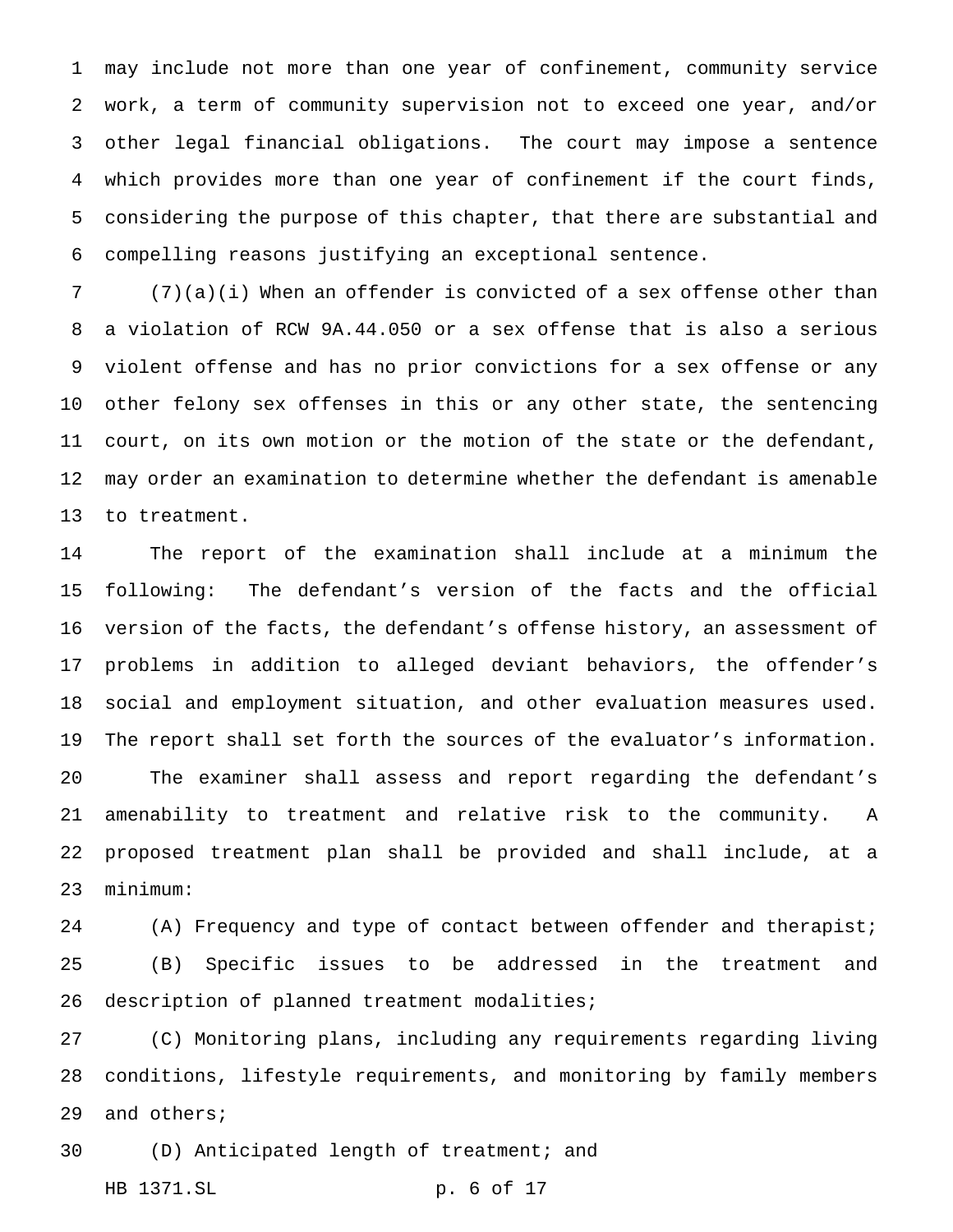may include not more than one year of confinement, community service work, a term of community supervision not to exceed one year, and/or other legal financial obligations. The court may impose a sentence which provides more than one year of confinement if the court finds, considering the purpose of this chapter, that there are substantial and compelling reasons justifying an exceptional sentence.

(7)(a)(i) When an offender is convicted of a sex offense other than a violation of RCW 9A.44.050 or a sex offense that is also a serious violent offense and has no prior convictions for a sex offense or any other felony sex offenses in this or any other state, the sentencing court, on its own motion or the motion of the state or the defendant, may order an examination to determine whether the defendant is amenable to treatment.

The report of the examination shall include at a minimum the following: The defendant's version of the facts and the official version of the facts, the defendant's offense history, an assessment of problems in addition to alleged deviant behaviors, the offender's social and employment situation, and other evaluation measures used. The report shall set forth the sources of the evaluator's information.

The examiner shall assess and report regarding the defendant's amenability to treatment and relative risk to the community. A proposed treatment plan shall be provided and shall include, at a minimum:

(A) Frequency and type of contact between offender and therapist;

(B) Specific issues to be addressed in the treatment and description of planned treatment modalities;

(C) Monitoring plans, including any requirements regarding living conditions, lifestyle requirements, and monitoring by family members and others;

(D) Anticipated length of treatment; and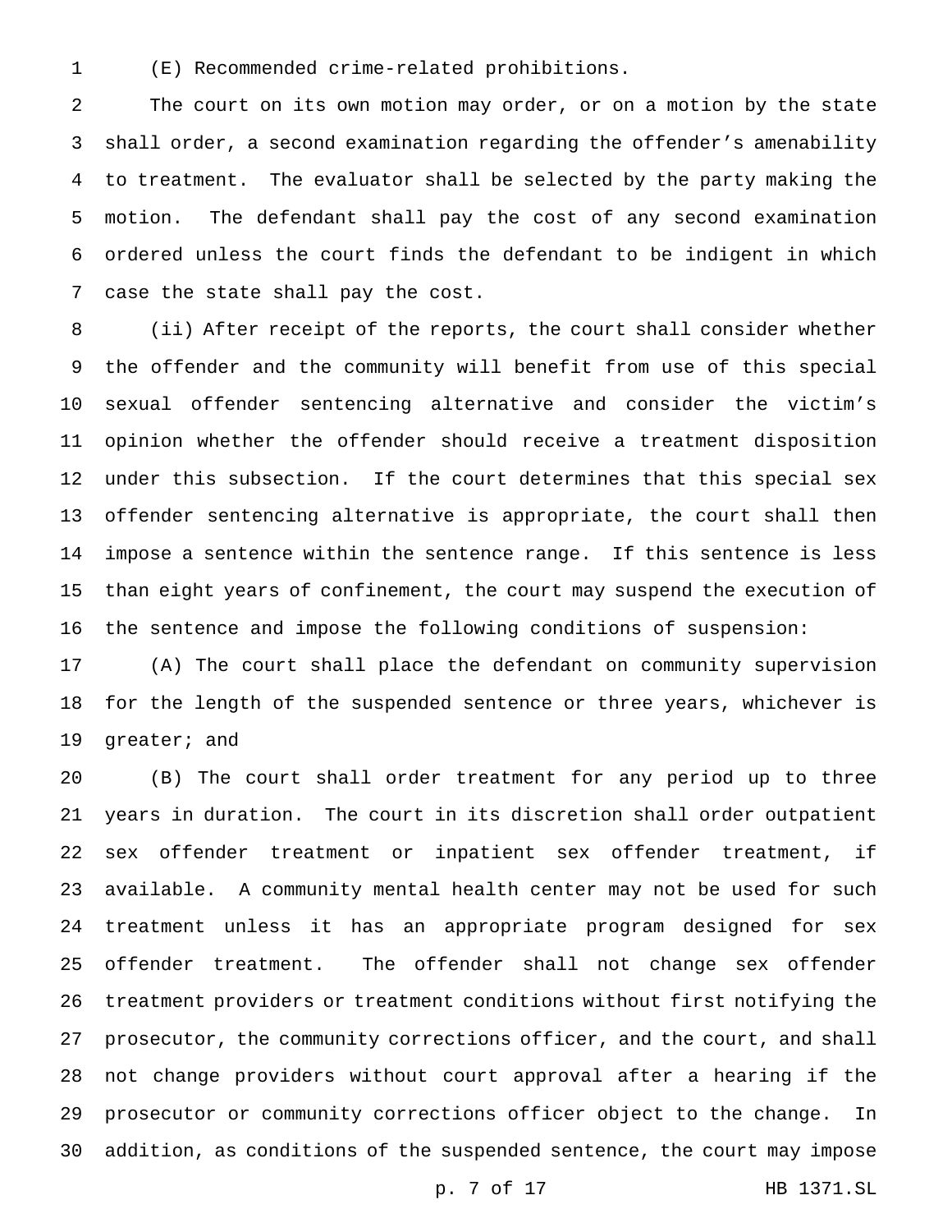(E) Recommended crime-related prohibitions.

The court on its own motion may order, or on a motion by the state shall order, a second examination regarding the offender's amenability to treatment. The evaluator shall be selected by the party making the motion. The defendant shall pay the cost of any second examination ordered unless the court finds the defendant to be indigent in which case the state shall pay the cost.

(ii) After receipt of the reports, the court shall consider whether the offender and the community will benefit from use of this special sexual offender sentencing alternative and consider the victim's opinion whether the offender should receive a treatment disposition under this subsection. If the court determines that this special sex offender sentencing alternative is appropriate, the court shall then impose a sentence within the sentence range. If this sentence is less than eight years of confinement, the court may suspend the execution of the sentence and impose the following conditions of suspension:

(A) The court shall place the defendant on community supervision for the length of the suspended sentence or three years, whichever is greater; and

(B) The court shall order treatment for any period up to three years in duration. The court in its discretion shall order outpatient sex offender treatment or inpatient sex offender treatment, if available. A community mental health center may not be used for such treatment unless it has an appropriate program designed for sex offender treatment. The offender shall not change sex offender treatment providers or treatment conditions without first notifying the prosecutor, the community corrections officer, and the court, and shall not change providers without court approval after a hearing if the prosecutor or community corrections officer object to the change. In addition, as conditions of the suspended sentence, the court may impose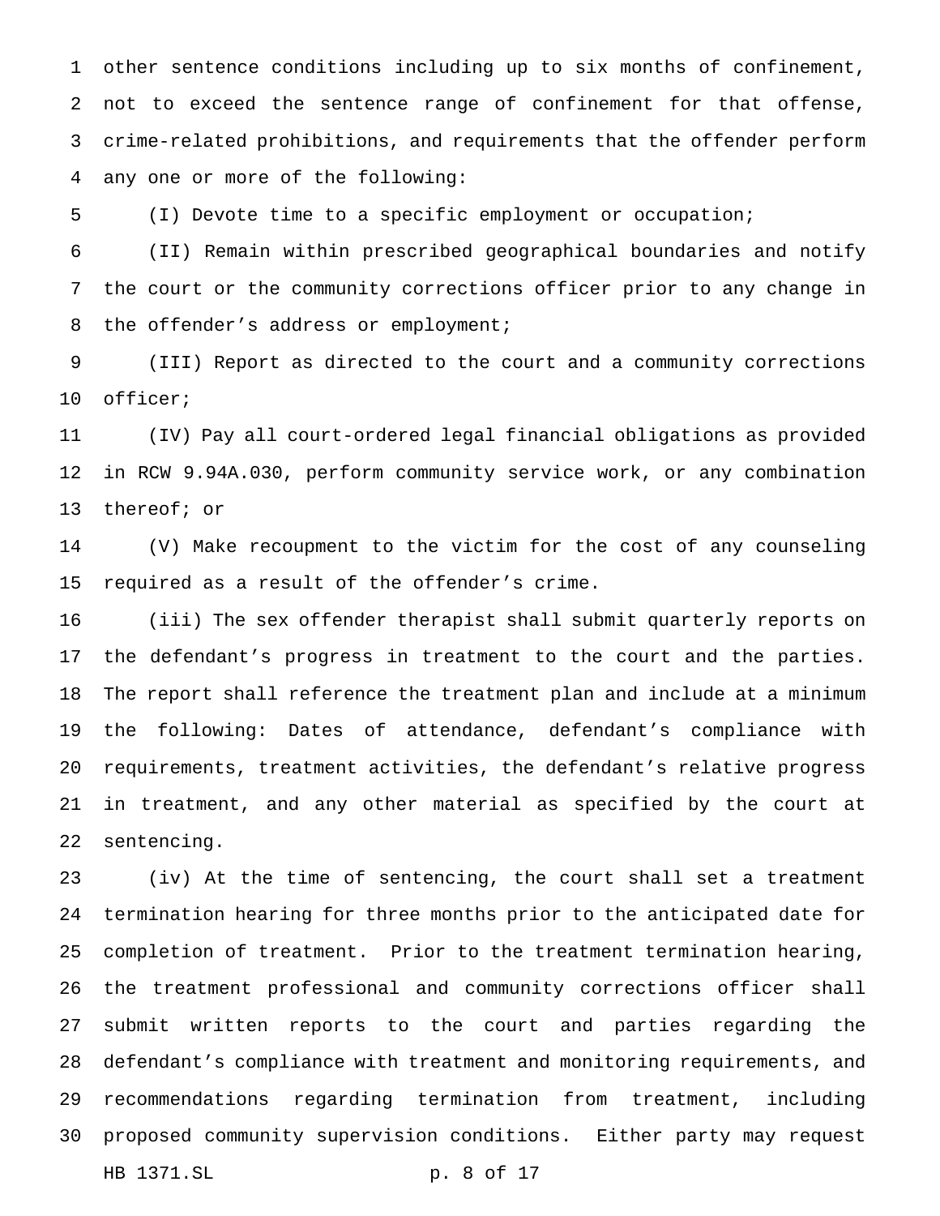other sentence conditions including up to six months of confinement, not to exceed the sentence range of confinement for that offense, crime-related prohibitions, and requirements that the offender perform any one or more of the following:

(I) Devote time to a specific employment or occupation;

(II) Remain within prescribed geographical boundaries and notify the court or the community corrections officer prior to any change in the offender's address or employment;

(III) Report as directed to the court and a community corrections officer;

(IV) Pay all court-ordered legal financial obligations as provided in RCW 9.94A.030, perform community service work, or any combination thereof; or

(V) Make recoupment to the victim for the cost of any counseling required as a result of the offender's crime.

(iii) The sex offender therapist shall submit quarterly reports on the defendant's progress in treatment to the court and the parties. The report shall reference the treatment plan and include at a minimum the following: Dates of attendance, defendant's compliance with requirements, treatment activities, the defendant's relative progress in treatment, and any other material as specified by the court at sentencing.

(iv) At the time of sentencing, the court shall set a treatment termination hearing for three months prior to the anticipated date for completion of treatment. Prior to the treatment termination hearing, the treatment professional and community corrections officer shall submit written reports to the court and parties regarding the defendant's compliance with treatment and monitoring requirements, and recommendations regarding termination from treatment, including proposed community supervision conditions. Either party may request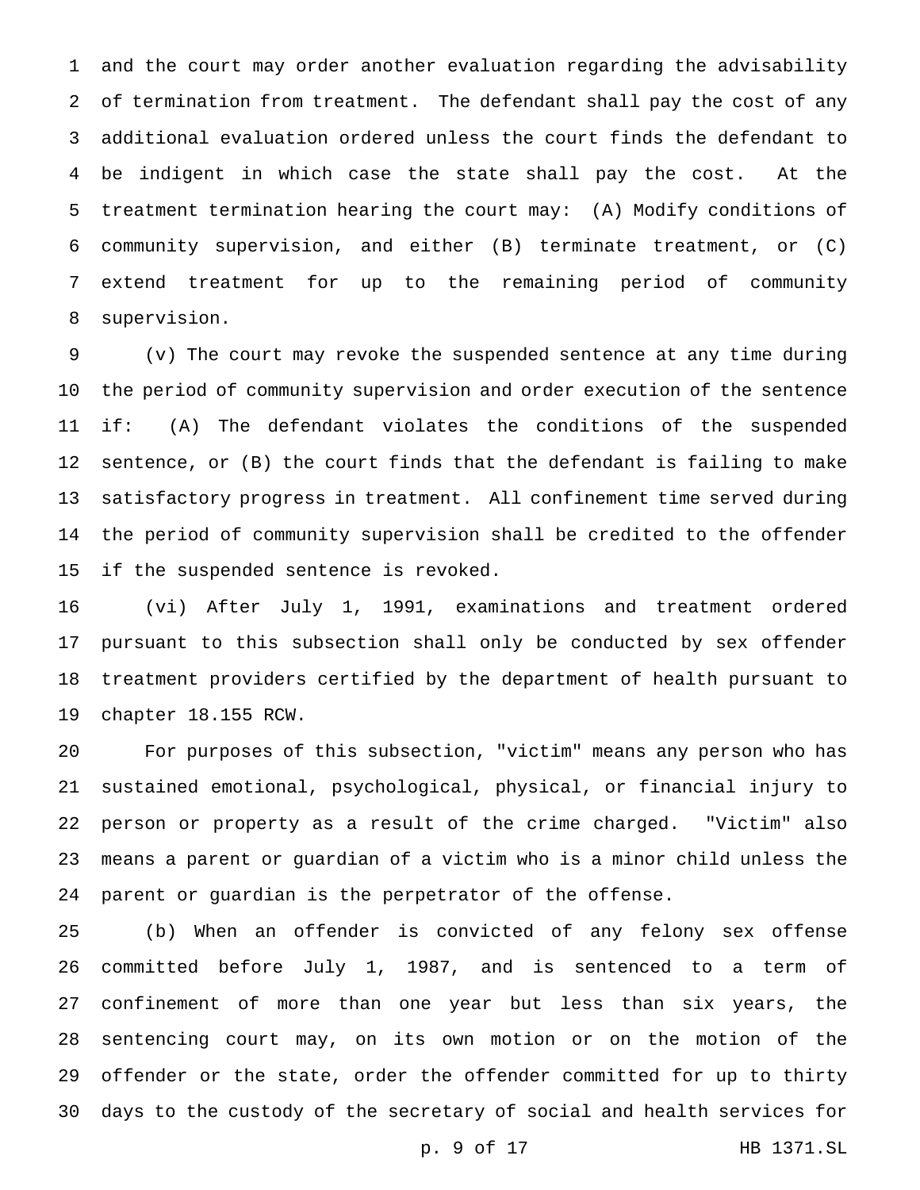and the court may order another evaluation regarding the advisability of termination from treatment. The defendant shall pay the cost of any additional evaluation ordered unless the court finds the defendant to be indigent in which case the state shall pay the cost. At the treatment termination hearing the court may: (A) Modify conditions of community supervision, and either (B) terminate treatment, or (C) extend treatment for up to the remaining period of community supervision.

(v) The court may revoke the suspended sentence at any time during the period of community supervision and order execution of the sentence if: (A) The defendant violates the conditions of the suspended sentence, or (B) the court finds that the defendant is failing to make satisfactory progress in treatment. All confinement time served during the period of community supervision shall be credited to the offender if the suspended sentence is revoked.

(vi) After July 1, 1991, examinations and treatment ordered pursuant to this subsection shall only be conducted by sex offender treatment providers certified by the department of health pursuant to chapter 18.155 RCW.

For purposes of this subsection, "victim" means any person who has sustained emotional, psychological, physical, or financial injury to person or property as a result of the crime charged. "Victim" also means a parent or guardian of a victim who is a minor child unless the parent or guardian is the perpetrator of the offense.

(b) When an offender is convicted of any felony sex offense committed before July 1, 1987, and is sentenced to a term of confinement of more than one year but less than six years, the sentencing court may, on its own motion or on the motion of the offender or the state, order the offender committed for up to thirty days to the custody of the secretary of social and health services for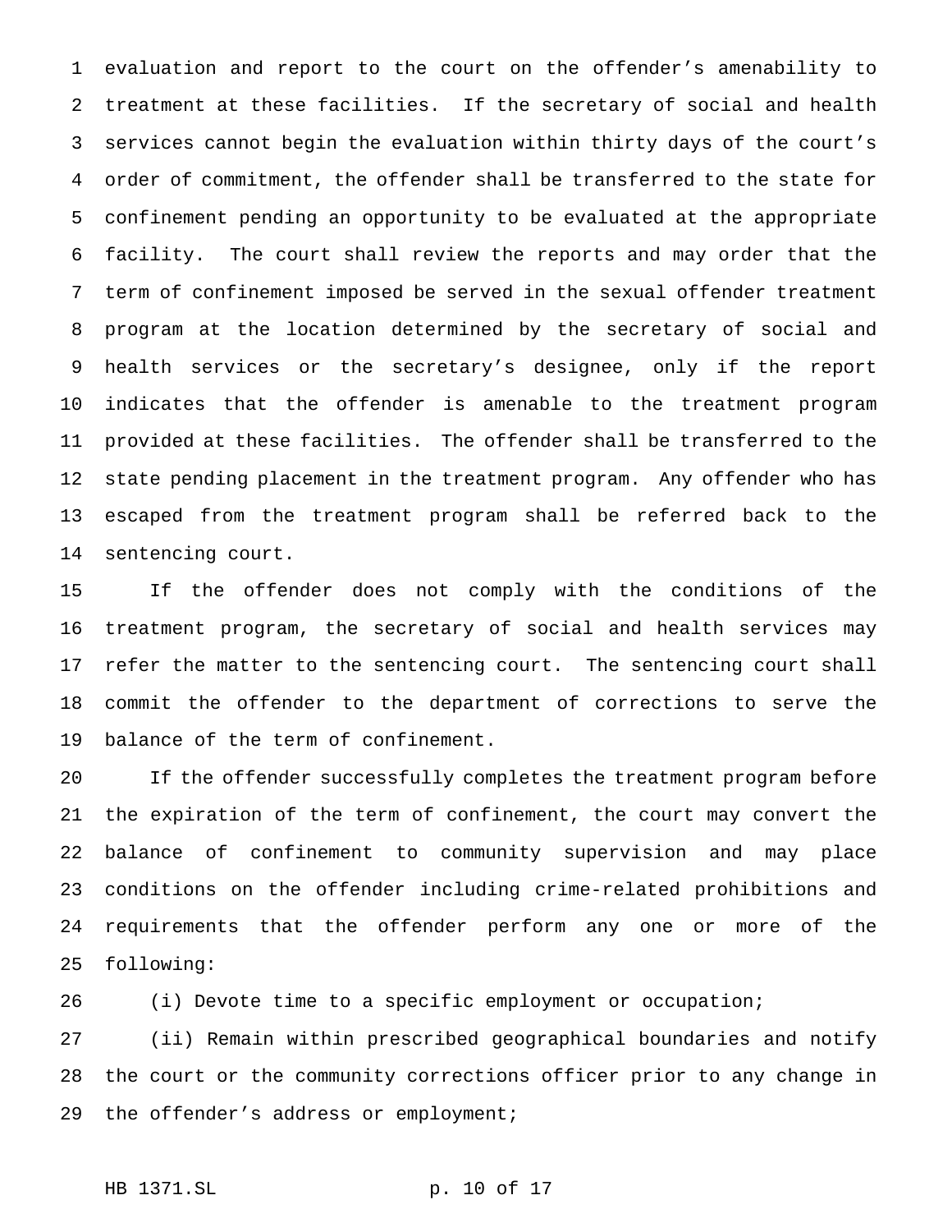evaluation and report to the court on the offender's amenability to treatment at these facilities. If the secretary of social and health services cannot begin the evaluation within thirty days of the court's order of commitment, the offender shall be transferred to the state for confinement pending an opportunity to be evaluated at the appropriate facility. The court shall review the reports and may order that the term of confinement imposed be served in the sexual offender treatment program at the location determined by the secretary of social and health services or the secretary's designee, only if the report indicates that the offender is amenable to the treatment program provided at these facilities. The offender shall be transferred to the state pending placement in the treatment program. Any offender who has escaped from the treatment program shall be referred back to the sentencing court.

If the offender does not comply with the conditions of the treatment program, the secretary of social and health services may refer the matter to the sentencing court. The sentencing court shall commit the offender to the department of corrections to serve the balance of the term of confinement.

If the offender successfully completes the treatment program before the expiration of the term of confinement, the court may convert the balance of confinement to community supervision and may place conditions on the offender including crime-related prohibitions and requirements that the offender perform any one or more of the following:

(i) Devote time to a specific employment or occupation;

(ii) Remain within prescribed geographical boundaries and notify the court or the community corrections officer prior to any change in the offender's address or employment;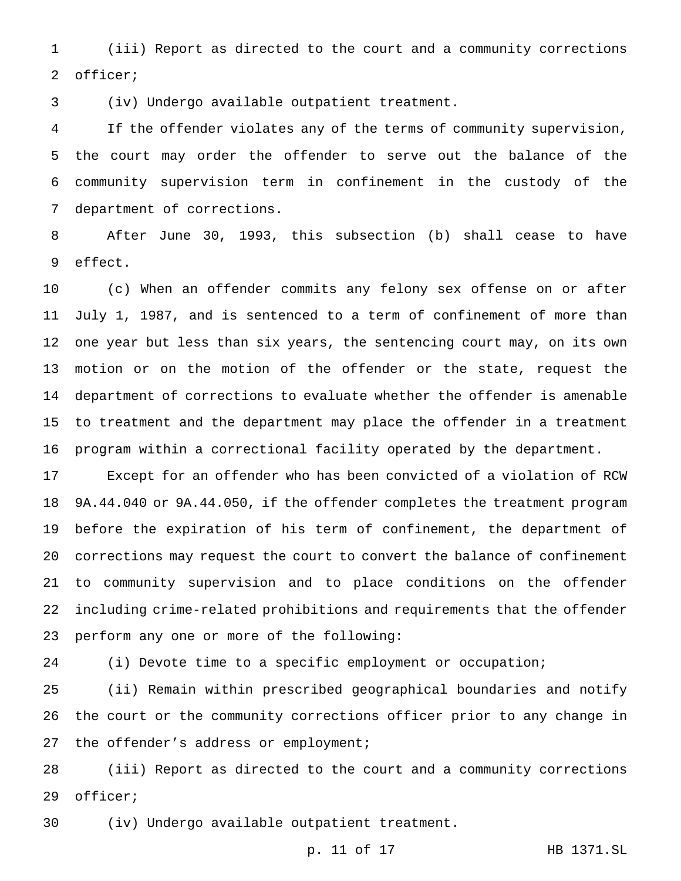(iii) Report as directed to the court and a community corrections officer;

(iv) Undergo available outpatient treatment.

If the offender violates any of the terms of community supervision, the court may order the offender to serve out the balance of the community supervision term in confinement in the custody of the department of corrections.

After June 30, 1993, this subsection (b) shall cease to have effect.

(c) When an offender commits any felony sex offense on or after July 1, 1987, and is sentenced to a term of confinement of more than one year but less than six years, the sentencing court may, on its own motion or on the motion of the offender or the state, request the department of corrections to evaluate whether the offender is amenable to treatment and the department may place the offender in a treatment program within a correctional facility operated by the department.

Except for an offender who has been convicted of a violation of RCW 9A.44.040 or 9A.44.050, if the offender completes the treatment program before the expiration of his term of confinement, the department of corrections may request the court to convert the balance of confinement to community supervision and to place conditions on the offender including crime-related prohibitions and requirements that the offender perform any one or more of the following:

(i) Devote time to a specific employment or occupation;

(ii) Remain within prescribed geographical boundaries and notify the court or the community corrections officer prior to any change in the offender's address or employment;

(iii) Report as directed to the court and a community corrections officer;

(iv) Undergo available outpatient treatment.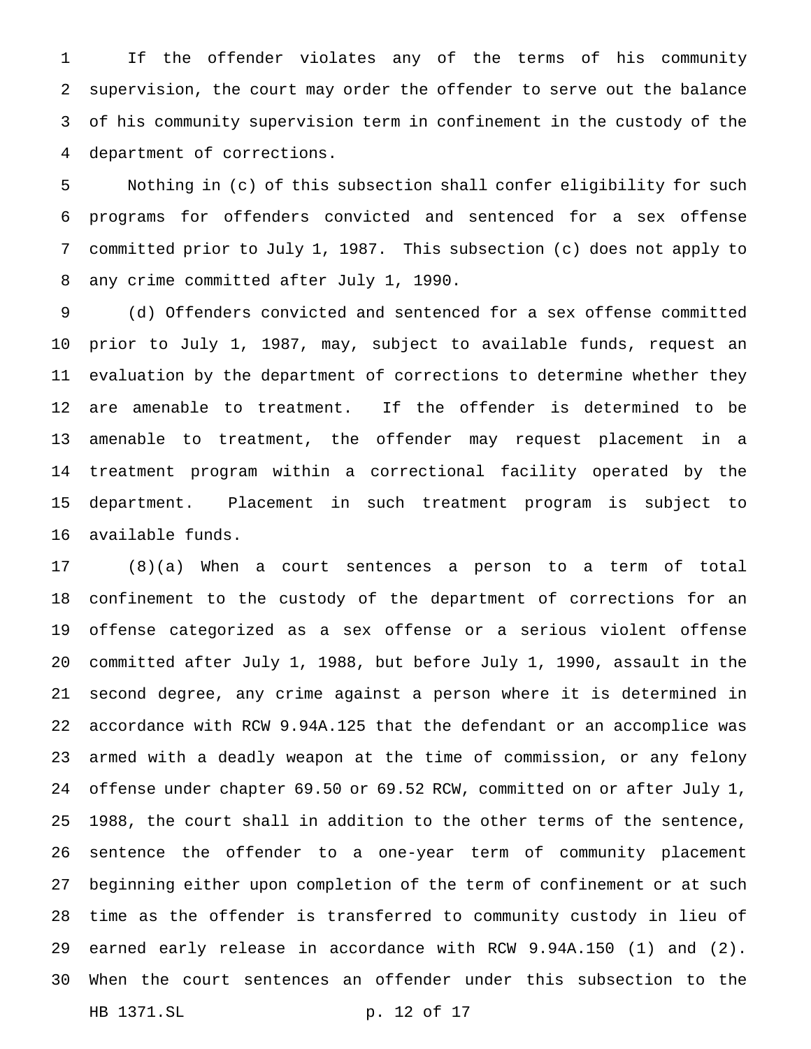If the offender violates any of the terms of his community supervision, the court may order the offender to serve out the balance of his community supervision term in confinement in the custody of the department of corrections.

Nothing in (c) of this subsection shall confer eligibility for such programs for offenders convicted and sentenced for a sex offense committed prior to July 1, 1987. This subsection (c) does not apply to any crime committed after July 1, 1990.

(d) Offenders convicted and sentenced for a sex offense committed prior to July 1, 1987, may, subject to available funds, request an evaluation by the department of corrections to determine whether they are amenable to treatment. If the offender is determined to be amenable to treatment, the offender may request placement in a treatment program within a correctional facility operated by the department. Placement in such treatment program is subject to available funds.

(8)(a) When a court sentences a person to a term of total confinement to the custody of the department of corrections for an offense categorized as a sex offense or a serious violent offense committed after July 1, 1988, but before July 1, 1990, assault in the second degree, any crime against a person where it is determined in accordance with RCW 9.94A.125 that the defendant or an accomplice was armed with a deadly weapon at the time of commission, or any felony offense under chapter 69.50 or 69.52 RCW, committed on or after July 1, 1988, the court shall in addition to the other terms of the sentence, sentence the offender to a one-year term of community placement beginning either upon completion of the term of confinement or at such time as the offender is transferred to community custody in lieu of earned early release in accordance with RCW 9.94A.150 (1) and (2). When the court sentences an offender under this subsection to the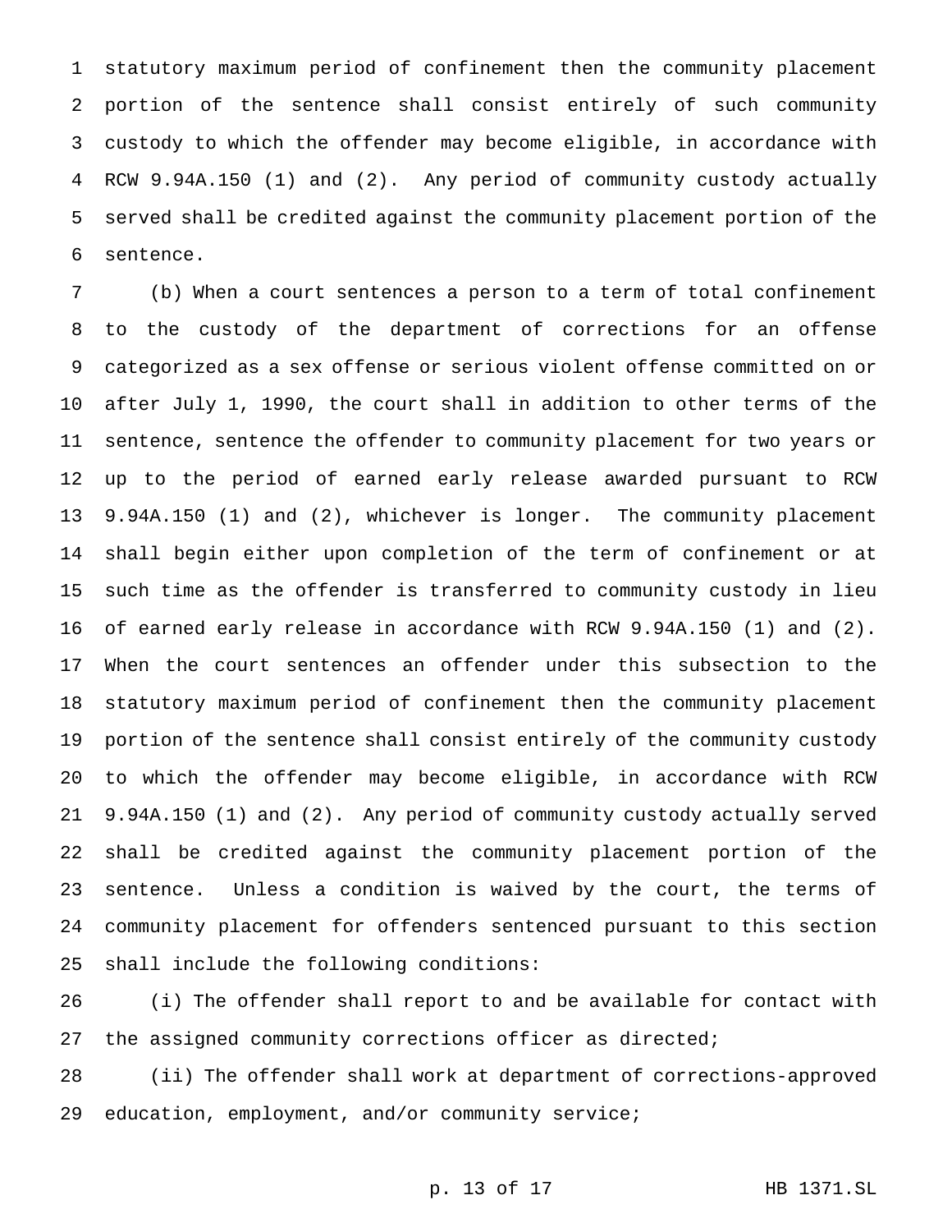statutory maximum period of confinement then the community placement portion of the sentence shall consist entirely of such community custody to which the offender may become eligible, in accordance with RCW 9.94A.150 (1) and (2). Any period of community custody actually served shall be credited against the community placement portion of the sentence.

(b) When a court sentences a person to a term of total confinement to the custody of the department of corrections for an offense categorized as a sex offense or serious violent offense committed on or after July 1, 1990, the court shall in addition to other terms of the sentence, sentence the offender to community placement for two years or up to the period of earned early release awarded pursuant to RCW 9.94A.150 (1) and (2), whichever is longer. The community placement shall begin either upon completion of the term of confinement or at such time as the offender is transferred to community custody in lieu of earned early release in accordance with RCW 9.94A.150 (1) and (2). When the court sentences an offender under this subsection to the statutory maximum period of confinement then the community placement portion of the sentence shall consist entirely of the community custody to which the offender may become eligible, in accordance with RCW 9.94A.150 (1) and (2). Any period of community custody actually served shall be credited against the community placement portion of the sentence. Unless a condition is waived by the court, the terms of community placement for offenders sentenced pursuant to this section shall include the following conditions:

(i) The offender shall report to and be available for contact with the assigned community corrections officer as directed;

(ii) The offender shall work at department of corrections-approved education, employment, and/or community service;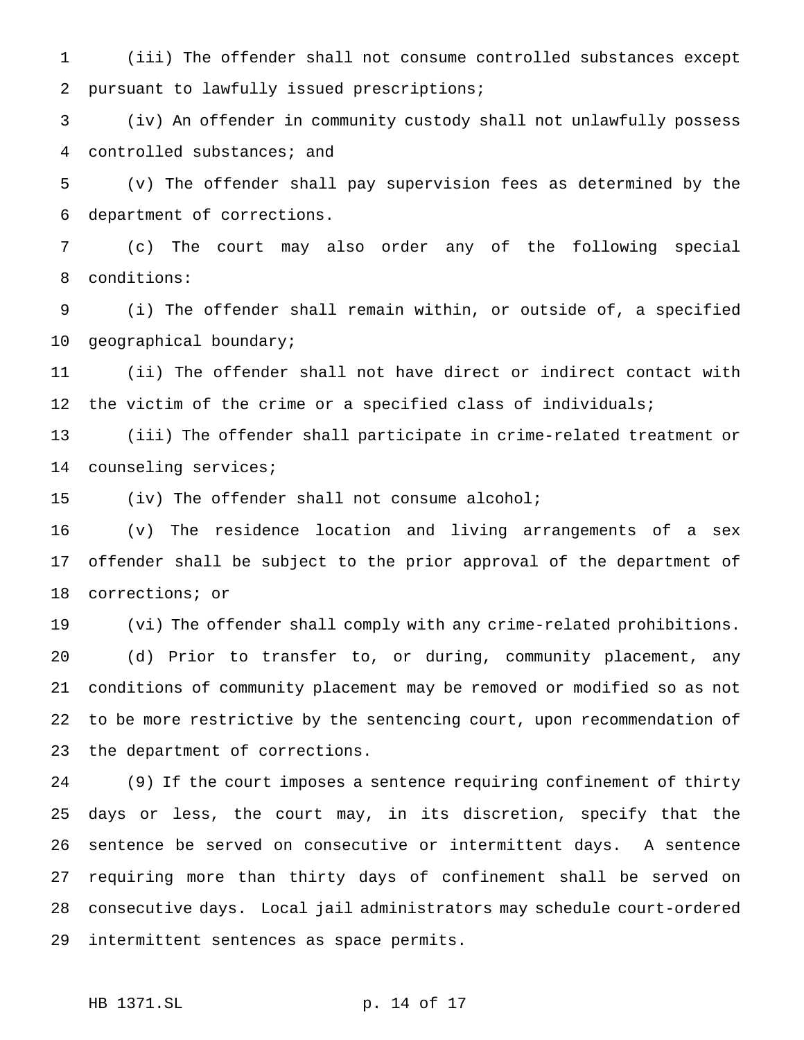(iii) The offender shall not consume controlled substances except pursuant to lawfully issued prescriptions;

(iv) An offender in community custody shall not unlawfully possess controlled substances; and

(v) The offender shall pay supervision fees as determined by the department of corrections.

(c) The court may also order any of the following special conditions:

(i) The offender shall remain within, or outside of, a specified geographical boundary;

(ii) The offender shall not have direct or indirect contact with the victim of the crime or a specified class of individuals;

(iii) The offender shall participate in crime-related treatment or counseling services;

(iv) The offender shall not consume alcohol;

(v) The residence location and living arrangements of a sex offender shall be subject to the prior approval of the department of corrections; or

(vi) The offender shall comply with any crime-related prohibitions.

(d) Prior to transfer to, or during, community placement, any conditions of community placement may be removed or modified so as not to be more restrictive by the sentencing court, upon recommendation of the department of corrections.

(9) If the court imposes a sentence requiring confinement of thirty days or less, the court may, in its discretion, specify that the sentence be served on consecutive or intermittent days. A sentence requiring more than thirty days of confinement shall be served on consecutive days. Local jail administrators may schedule court-ordered intermittent sentences as space permits.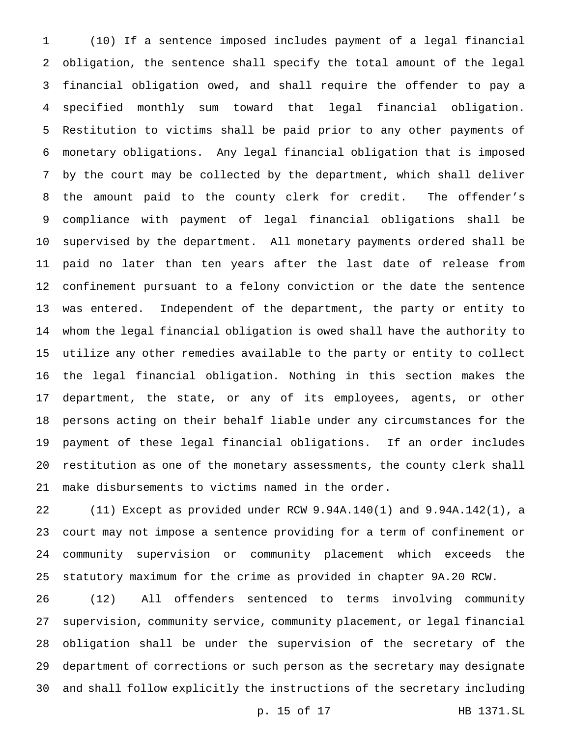(10) If a sentence imposed includes payment of a legal financial obligation, the sentence shall specify the total amount of the legal financial obligation owed, and shall require the offender to pay a specified monthly sum toward that legal financial obligation. Restitution to victims shall be paid prior to any other payments of monetary obligations. Any legal financial obligation that is imposed by the court may be collected by the department, which shall deliver the amount paid to the county clerk for credit. The offender's compliance with payment of legal financial obligations shall be supervised by the department. All monetary payments ordered shall be paid no later than ten years after the last date of release from confinement pursuant to a felony conviction or the date the sentence was entered. Independent of the department, the party or entity to whom the legal financial obligation is owed shall have the authority to utilize any other remedies available to the party or entity to collect the legal financial obligation. Nothing in this section makes the department, the state, or any of its employees, agents, or other persons acting on their behalf liable under any circumstances for the payment of these legal financial obligations. If an order includes restitution as one of the monetary assessments, the county clerk shall make disbursements to victims named in the order.

(11) Except as provided under RCW 9.94A.140(1) and 9.94A.142(1), a court may not impose a sentence providing for a term of confinement or community supervision or community placement which exceeds the statutory maximum for the crime as provided in chapter 9A.20 RCW.

(12) All offenders sentenced to terms involving community supervision, community service, community placement, or legal financial obligation shall be under the supervision of the secretary of the department of corrections or such person as the secretary may designate and shall follow explicitly the instructions of the secretary including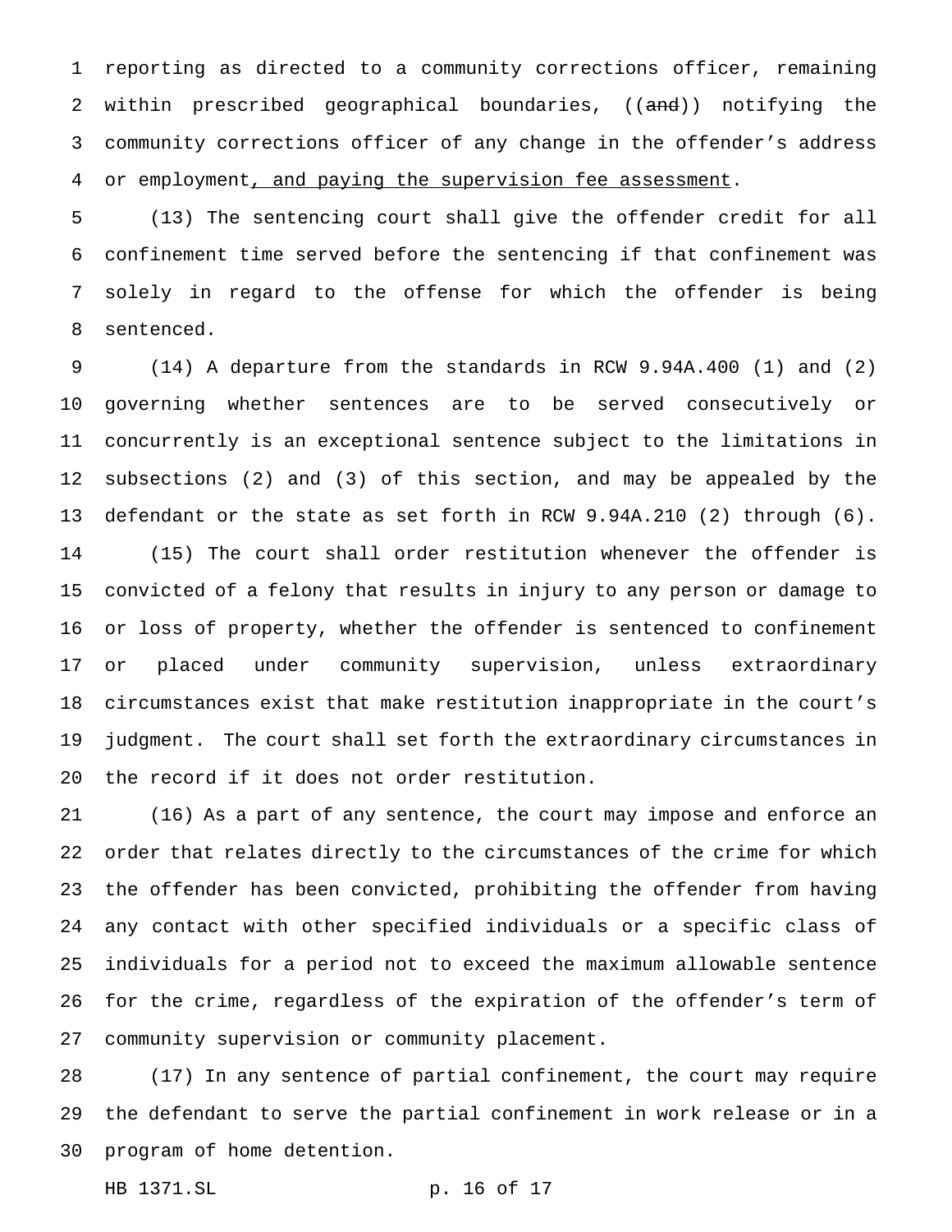reporting as directed to a community corrections officer, remaining within prescribed geographical boundaries, ((~~and~~)) notifying the community corrections officer of any change in the offender's address or employment<u>, and paying the supervision fee assessment</u>.

(13) The sentencing court shall give the offender credit for all confinement time served before the sentencing if that confinement was solely in regard to the offense for which the offender is being sentenced.

(14) A departure from the standards in RCW 9.94A.400 (1) and (2) governing whether sentences are to be served consecutively or concurrently is an exceptional sentence subject to the limitations in subsections (2) and (3) of this section, and may be appealed by the defendant or the state as set forth in RCW 9.94A.210 (2) through (6).

(15) The court shall order restitution whenever the offender is convicted of a felony that results in injury to any person or damage to or loss of property, whether the offender is sentenced to confinement or placed under community supervision, unless extraordinary circumstances exist that make restitution inappropriate in the court's judgment. The court shall set forth the extraordinary circumstances in the record if it does not order restitution.

(16) As a part of any sentence, the court may impose and enforce an order that relates directly to the circumstances of the crime for which the offender has been convicted, prohibiting the offender from having any contact with other specified individuals or a specific class of individuals for a period not to exceed the maximum allowable sentence for the crime, regardless of the expiration of the offender's term of community supervision or community placement.

(17) In any sentence of partial confinement, the court may require the defendant to serve the partial confinement in work release or in a program of home detention.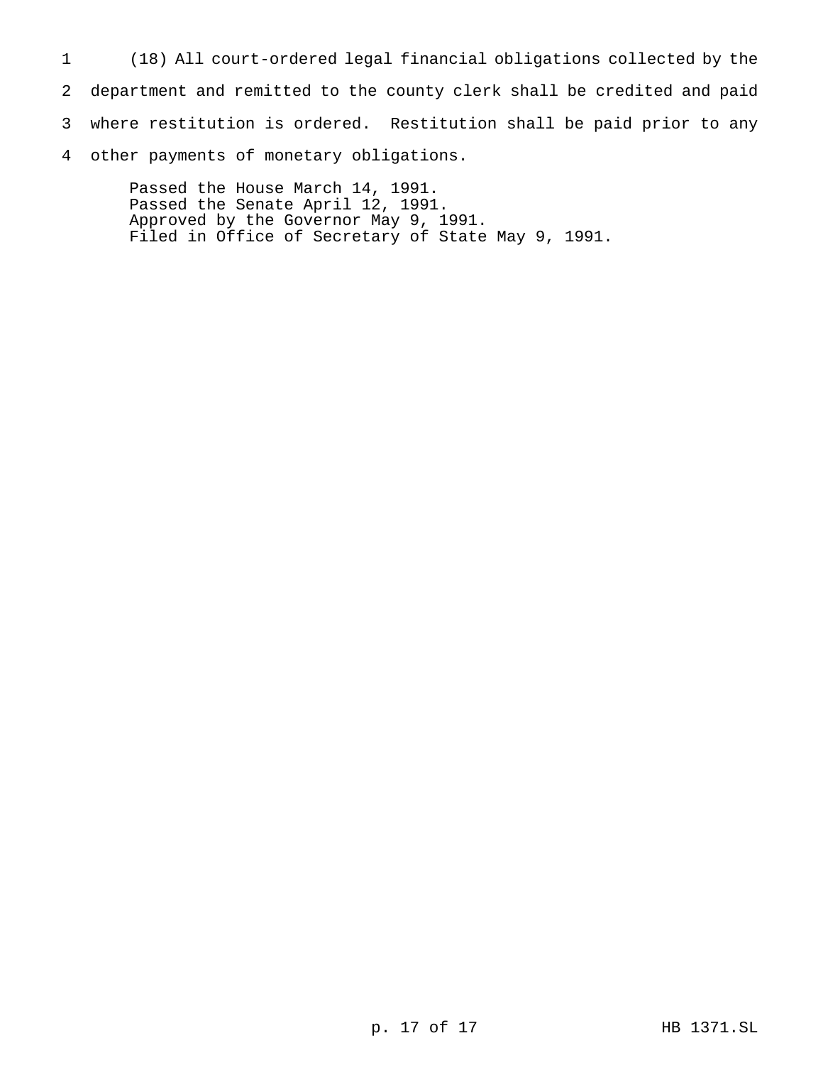(18) All court-ordered legal financial obligations collected by the department and remitted to the county clerk shall be credited and paid where restitution is ordered. Restitution shall be paid prior to any other payments of monetary obligations.

Passed the House March 14, 1991.
Passed the Senate April 12, 1991.
Approved by the Governor May 9, 1991.
Filed in Office of Secretary of State May 9, 1991.